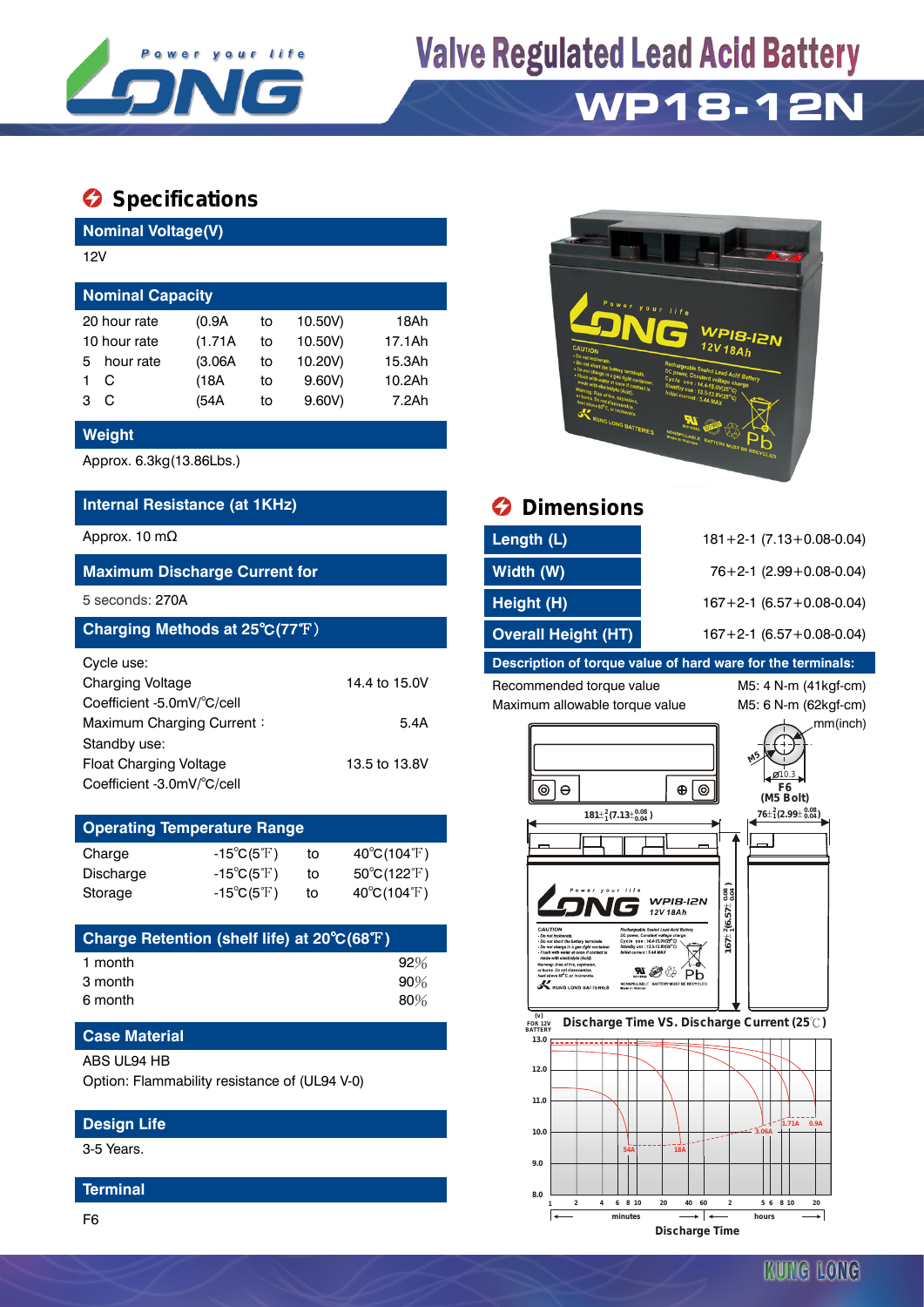# Valve Regulated Lead Acid Battery

# WP18-12N

## Specifications

### Nominal Voltage(V)

12V

### Nominal Capacity

| | | | | |
|---|---|---|---|---|
| 20 hour rate | (0.9A | to | 10.50V) | 18Ah |
| 10 hour rate | (1.71A | to | 10.50V) | 17.1Ah |
| 5 hour rate | (3.06A | to | 10.20V) | 15.3Ah |
| 1 C | (18A | to | 9.60V) | 10.2Ah |
| 3 C | (54A | to | 9.60V) | 7.2Ah |

### Weight

Approx. 6.3kg(13.86Lbs.)

### Internal Resistance (at 1KHz)

Approx. 10 mΩ

### Maximum Discharge Current for

5 seconds: 270A

### Charging Methods at 25℃(77℉)

Cycle use:

| | |
|---|---|
| Charging Voltage | 14.4 to 15.0V |
| Coefficient -5.0mV/°C/cell | |
| Maximum Charging Current : | 5.4A |

Standby use:

| | |
|---|---|
| Float Charging Voltage | 13.5 to 13.8V |
| Coefficient -3.0mV/°C/cell | |

### Operating Temperature Range

| | | | |
|---|---|---|---|
| Charge | -15℃(5℉) | to | 40℃(104℉) |
| Discharge | -15℃(5℉) | to | 50℃(122℉) |
| Storage | -15℃(5℉) | to | 40℃(104℉) |

### Charge Retention (shelf life) at 20℃(68℉)

| | |
|---|---|
| 1 month | 92% |
| 3 month | 90% |
| 6 month | 80% |

### Case Material

ABS UL94 HB

Option: Flammability resistance of (UL94 V-0)

### Design Life

3-5 Years.

### Terminal

F6

## Dimensions

| | |
|---|---|
| Length (L) | 181+2-1 (7.13+0.08-0.04) |
| Width (W) | 76+2-1 (2.99+0.08-0.04) |
| Height (H) | 167+2-1 (6.57+0.08-0.04) |
| Overall Height (HT) | 167+2-1 (6.57+0.08-0.04) |

### Description of torque value of hard ware for the terminals:

| | |
|---|---|
| Recommended torque value | M5: 4 N-m (41kgf-cm) |
| Maximum allowable torque value | M5: 6 N-m (62kgf-cm) |

mm(inch)

F6 (M5 Bolt)

Discharge Time VS. Discharge Current (25℃)

Discharge Time

KUNG LONG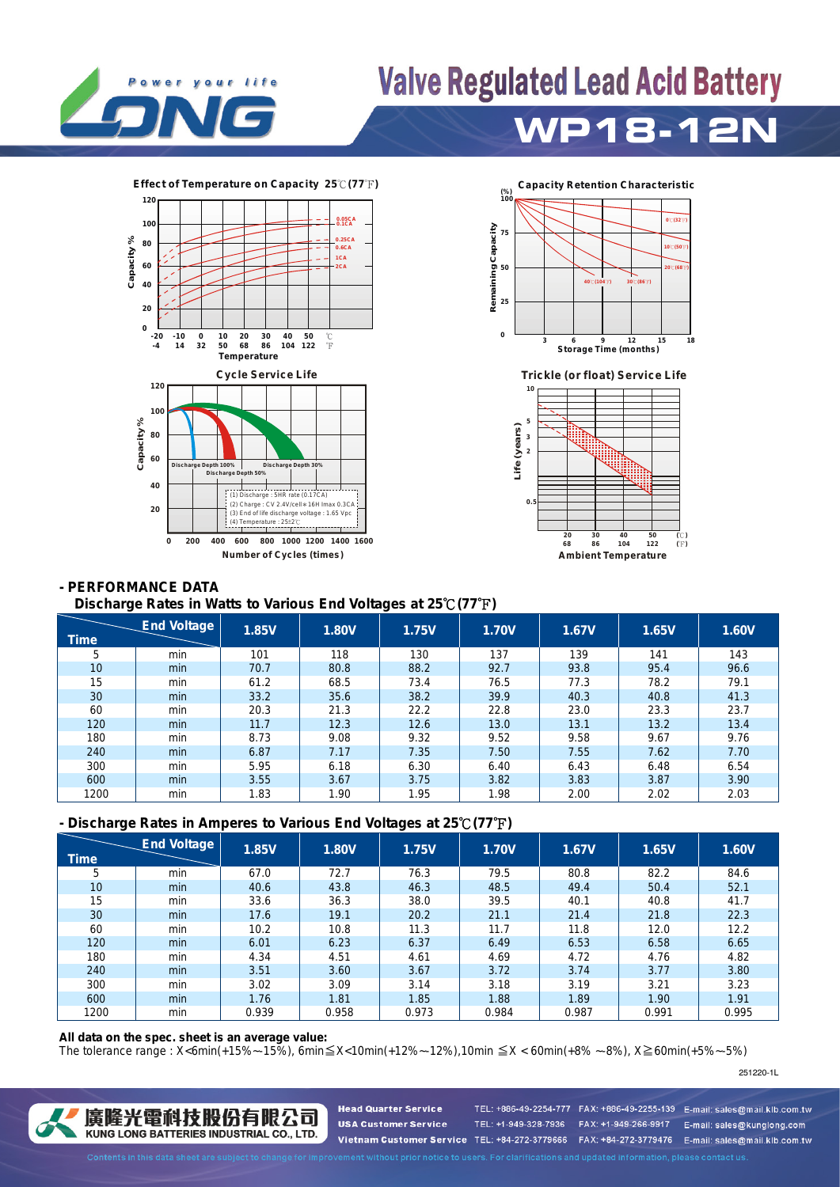# Valve Regulated Lead Acid Battery

## WP18-12N

Power your life

LONG

**Effect of Temperature on Capacity 25℃(77℉)**

Capacity %

120
100
80
60
40
20
0

0.05CA
0.1CA
0.25CA
0.6CA
1CA
2CA

-20 -10 0 10 20 30 40 50 ℃
-4 14 32 50 68 86 104 122 ℉

Temperature

**Capacity Retention Characteristic**

(%)
100
75
50
25
0

Remaining Capacity

0℃(32℉)
10℃(50℉)
20℃(68℉)
40℃(104℉)
30℃(86℉)

3 6 9 12 15 18

Storage Time (months)

**Cycle Service Life**

Capacity %

120
100
80
60
40
20

Discharge Depth 100%
Discharge Depth 50%
Discharge Depth 30%

(1) Discharge : 5HR rate (0.17CA)
(2) Charge : CV 2.4V/cell≡16H Imax 0.3CA
(3) End of life discharge voltage : 1.65 Vpc
(4) Temperature : 25±2℃

0 200 400 600 800 1000 1200 1400 1600

Number of Cycles (times)

**Trickle (or float) Service Life**

Life (years)

10
5
3
2
0.5

20 30 40 50 (℃)
68 86 104 122 (℉)

Ambient Temperature

## - PERFORMANCE DATA

**Discharge Rates in Watts to Various End Voltages at 25℃(77℉)**

| Time | | 1.85V | 1.80V | 1.75V | 1.70V | 1.67V | 1.65V | 1.60V |
|---|---|---|---|---|---|---|---|---|
| 5 | min | 101 | 118 | 130 | 137 | 139 | 141 | 143 |
| 10 | min | 70.7 | 80.8 | 88.2 | 92.7 | 93.8 | 95.4 | 96.6 |
| 15 | min | 61.2 | 68.5 | 73.4 | 76.5 | 77.3 | 78.2 | 79.1 |
| 30 | min | 33.2 | 35.6 | 38.2 | 39.9 | 40.3 | 40.8 | 41.3 |
| 60 | min | 20.3 | 21.3 | 22.2 | 22.8 | 23.0 | 23.3 | 23.7 |
| 120 | min | 11.7 | 12.3 | 12.6 | 13.0 | 13.1 | 13.2 | 13.4 |
| 180 | min | 8.73 | 9.08 | 9.32 | 9.52 | 9.58 | 9.67 | 9.76 |
| 240 | min | 6.87 | 7.17 | 7.35 | 7.50 | 7.55 | 7.62 | 7.70 |
| 300 | min | 5.95 | 6.18 | 6.30 | 6.40 | 6.43 | 6.48 | 6.54 |
| 600 | min | 3.55 | 3.67 | 3.75 | 3.82 | 3.83 | 3.87 | 3.90 |
| 1200 | min | 1.83 | 1.90 | 1.95 | 1.98 | 2.00 | 2.02 | 2.03 |

**- Discharge Rates in Amperes to Various End Voltages at 25℃(77℉)**

| Time | | 1.85V | 1.80V | 1.75V | 1.70V | 1.67V | 1.65V | 1.60V |
|---|---|---|---|---|---|---|---|---|
| 5 | min | 67.0 | 72.7 | 76.3 | 79.5 | 80.8 | 82.2 | 84.6 |
| 10 | min | 40.6 | 43.8 | 46.3 | 48.5 | 49.4 | 50.4 | 52.1 |
| 15 | min | 33.6 | 36.3 | 38.0 | 39.5 | 40.1 | 40.8 | 41.7 |
| 30 | min | 17.6 | 19.1 | 20.2 | 21.1 | 21.4 | 21.8 | 22.3 |
| 60 | min | 10.2 | 10.8 | 11.3 | 11.7 | 11.8 | 12.0 | 12.2 |
| 120 | min | 6.01 | 6.23 | 6.37 | 6.49 | 6.53 | 6.58 | 6.65 |
| 180 | min | 4.34 | 4.51 | 4.61 | 4.69 | 4.72 | 4.76 | 4.82 |
| 240 | min | 3.51 | 3.60 | 3.67 | 3.72 | 3.74 | 3.77 | 3.80 |
| 300 | min | 3.02 | 3.09 | 3.14 | 3.18 | 3.19 | 3.21 | 3.23 |
| 600 | min | 1.76 | 1.81 | 1.85 | 1.88 | 1.89 | 1.90 | 1.91 |
| 1200 | min | 0.939 | 0.958 | 0.973 | 0.984 | 0.987 | 0.991 | 0.995 |

**All data on the spec. sheet is an average value:**

The tolerance range : X<6min(+15%~15%), 6min≦X<10min(+12%~12%),10min ≦X < 60min(+8% ~8%), X≧60min(+5%~5%)

251220-1L

廣隆光電科技股份有限公司
KUNG LONG BATTERIES INDUSTRIAL CO., LTD.

| | | | |
|---|---|---|---|
| Head Quarter Service | TEL: +886-49-2254-777 | FAX: +886-49-2255-139 | E-mail: sales@mail.klb.com.tw |
| USA Customer Service | TEL: +1-949-328-7936 | FAX: +1-949-266-9917 | E-mail: sales@kunglong.com |
| Vietnam Customer Service | TEL: +84-272-3779666 | FAX: +84-272-3779476 | E-mail: sales@mail.klb.com.tw |

Contents in this data sheet are subject to change for improvement without prior notice to users. For clarifications and updated information, please contact us.